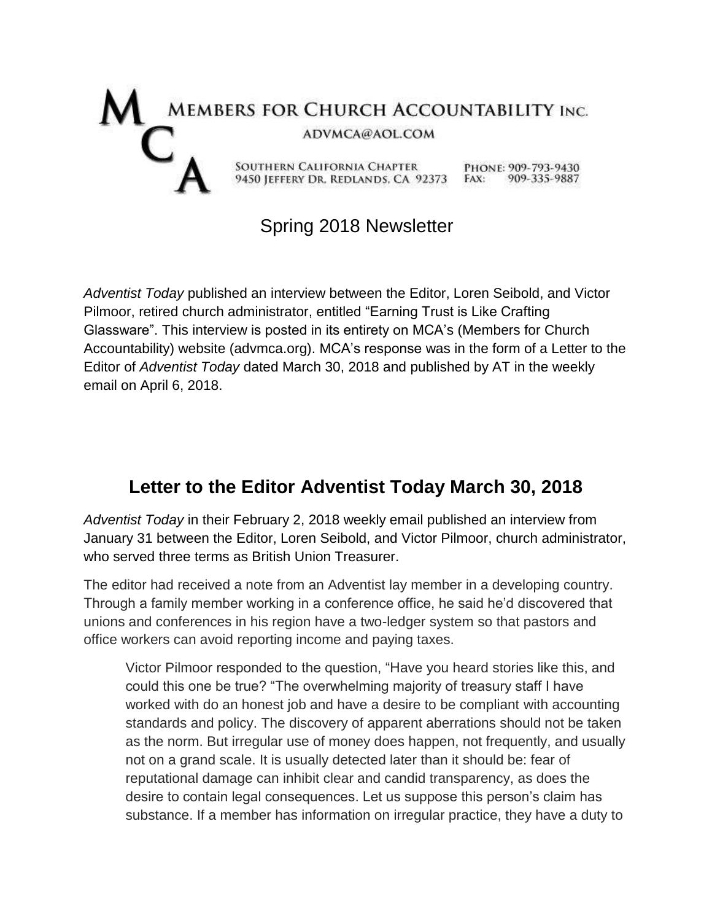# MEMBERS FOR CHURCH ACCOUNTABILITY INC.

ADVMCA@AOL.COM

SOUTHERN CALIFORNIA CHAPTER
9450 JEFFERY DR. REDLANDS, CA 92373

PHONE: 909-793-9430
FAX: 909-335-9887

## Spring 2018 Newsletter

*Adventist Today* published an interview between the Editor, Loren Seibold, and Victor Pilmoor, retired church administrator, entitled “Earning Trust is Like Crafting Glassware”. This interview is posted in its entirety on MCA’s (Members for Church Accountability) website (advmca.org). MCA’s response was in the form of a Letter to the Editor of *Adventist Today* dated March 30, 2018 and published by AT in the weekly email on April 6, 2018.

## Letter to the Editor Adventist Today March 30, 2018

*Adventist Today* in their February 2, 2018 weekly email published an interview from January 31 between the Editor, Loren Seibold, and Victor Pilmoor, church administrator, who served three terms as British Union Treasurer.

The editor had received a note from an Adventist lay member in a developing country. Through a family member working in a conference office, he said he’d discovered that unions and conferences in his region have a two-ledger system so that pastors and office workers can avoid reporting income and paying taxes.

> Victor Pilmoor responded to the question, “Have you heard stories like this, and could this one be true? “The overwhelming majority of treasury staff I have worked with do an honest job and have a desire to be compliant with accounting standards and policy. The discovery of apparent aberrations should not be taken as the norm. But irregular use of money does happen, not frequently, and usually not on a grand scale. It is usually detected later than it should be: fear of reputational damage can inhibit clear and candid transparency, as does the desire to contain legal consequences. Let us suppose this person’s claim has substance. If a member has information on irregular practice, they have a duty to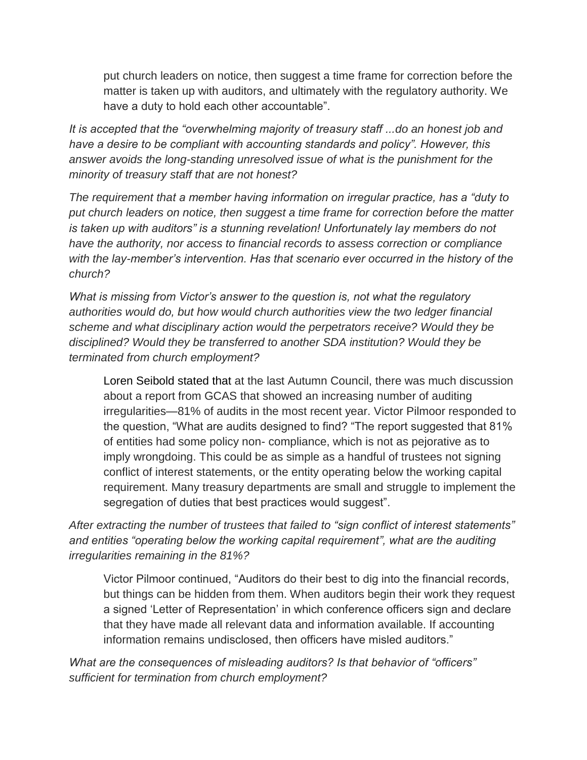> put church leaders on notice, then suggest a time frame for correction before the matter is taken up with auditors, and ultimately with the regulatory authority. We have a duty to hold each other accountable".

*It is accepted that the "overwhelming majority of treasury staff ...do an honest job and have a desire to be compliant with accounting standards and policy". However, this answer avoids the long-standing unresolved issue of what is the punishment for the minority of treasury staff that are not honest?*

*The requirement that a member having information on irregular practice, has a "duty to put church leaders on notice, then suggest a time frame for correction before the matter is taken up with auditors" is a stunning revelation! Unfortunately lay members do not have the authority, nor access to financial records to assess correction or compliance with the lay-member's intervention. Has that scenario ever occurred in the history of the church?*

*What is missing from Victor's answer to the question is, not what the regulatory authorities would do, but how would church authorities view the two ledger financial scheme and what disciplinary action would the perpetrators receive? Would they be disciplined? Would they be transferred to another SDA institution? Would they be terminated from church employment?*

> Loren Seibold stated that at the last Autumn Council, there was much discussion about a report from GCAS that showed an increasing number of auditing irregularities—81% of audits in the most recent year. Victor Pilmoor responded to the question, "What are audits designed to find? "The report suggested that 81% of entities had some policy non- compliance, which is not as pejorative as to imply wrongdoing. This could be as simple as a handful of trustees not signing conflict of interest statements, or the entity operating below the working capital requirement. Many treasury departments are small and struggle to implement the segregation of duties that best practices would suggest".

*After extracting the number of trustees that failed to "sign conflict of interest statements" and entities "operating below the working capital requirement", what are the auditing irregularities remaining in the 81%?*

> Victor Pilmoor continued, "Auditors do their best to dig into the financial records, but things can be hidden from them. When auditors begin their work they request a signed 'Letter of Representation' in which conference officers sign and declare that they have made all relevant data and information available. If accounting information remains undisclosed, then officers have misled auditors."

*What are the consequences of misleading auditors? Is that behavior of "officers" sufficient for termination from church employment?*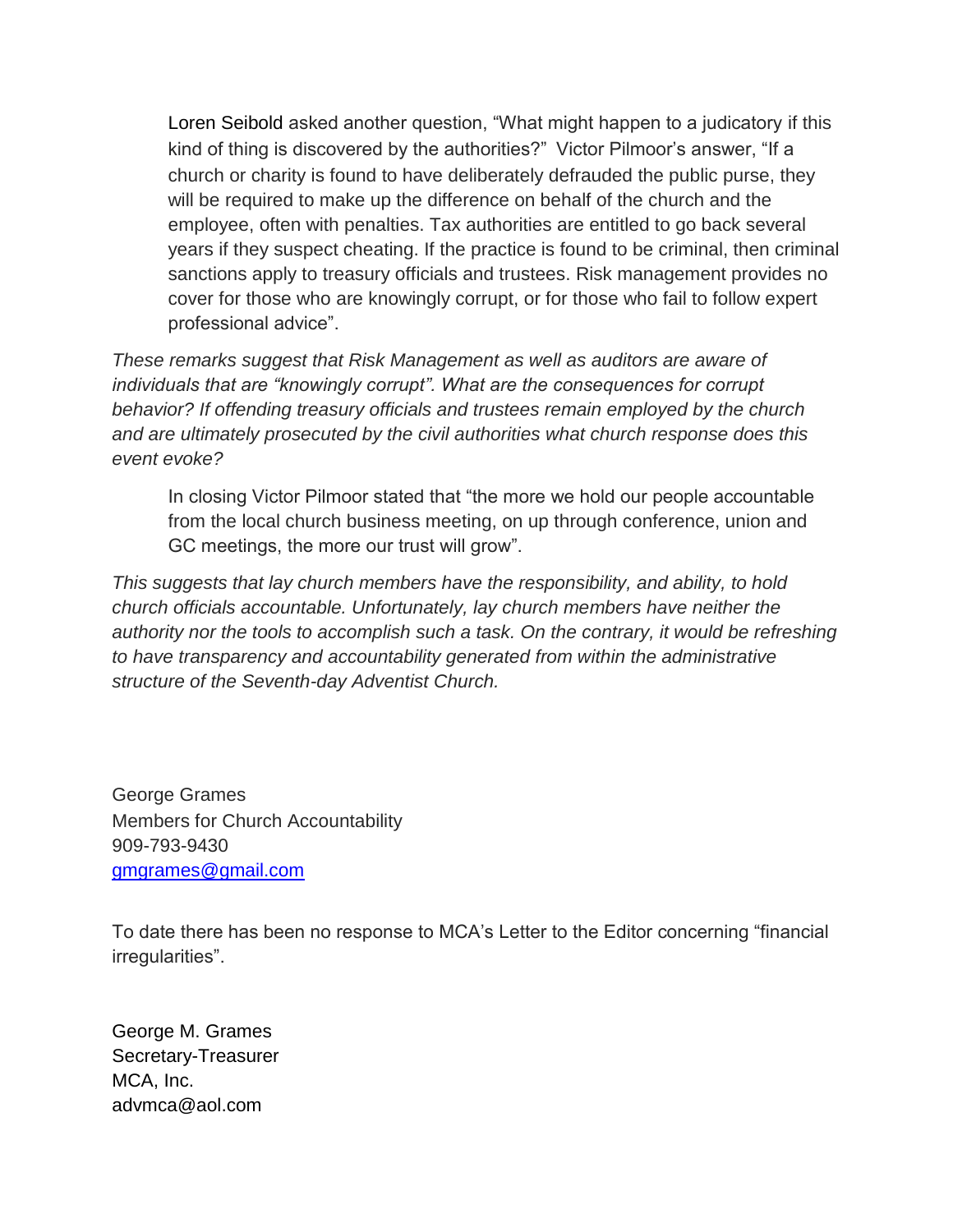> Loren Seibold asked another question, "What might happen to a judicatory if this kind of thing is discovered by the authorities?" Victor Pilmoor's answer, "If a church or charity is found to have deliberately defrauded the public purse, they will be required to make up the difference on behalf of the church and the employee, often with penalties. Tax authorities are entitled to go back several years if they suspect cheating. If the practice is found to be criminal, then criminal sanctions apply to treasury officials and trustees. Risk management provides no cover for those who are knowingly corrupt, or for those who fail to follow expert professional advice".

*These remarks suggest that Risk Management as well as auditors are aware of individuals that are "knowingly corrupt". What are the consequences for corrupt behavior? If offending treasury officials and trustees remain employed by the church and are ultimately prosecuted by the civil authorities what church response does this event evoke?*

> In closing Victor Pilmoor stated that "the more we hold our people accountable from the local church business meeting, on up through conference, union and GC meetings, the more our trust will grow".

*This suggests that lay church members have the responsibility, and ability, to hold church officials accountable. Unfortunately, lay church members have neither the authority nor the tools to accomplish such a task. On the contrary, it would be refreshing to have transparency and accountability generated from within the administrative structure of the Seventh-day Adventist Church.*

George Grames
Members for Church Accountability
909-793-9430
gmgrames@gmail.com

To date there has been no response to MCA's Letter to the Editor concerning "financial irregularities".

George M. Grames
Secretary-Treasurer
MCA, Inc.
advmca@aol.com